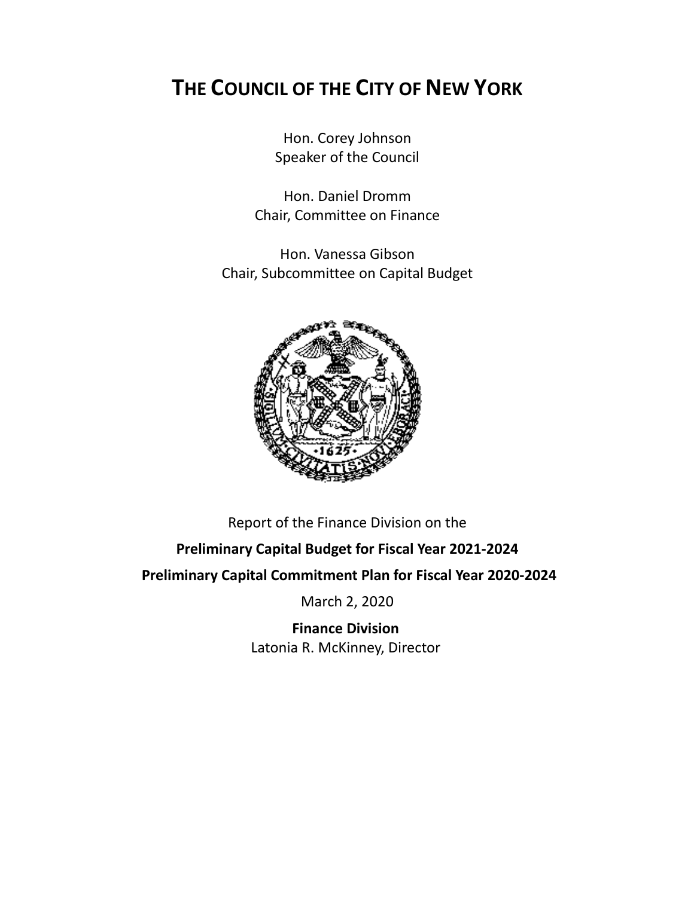# THE COUNCIL OF THE CITY OF NEW YORK

Hon. Corey Johnson
Speaker of the Council

Hon. Daniel Dromm
Chair, Committee on Finance

Hon. Vanessa Gibson
Chair, Subcommittee on Capital Budget

Report of the Finance Division on the

**Preliminary Capital Budget for Fiscal Year 2021-2024**

**Preliminary Capital Commitment Plan for Fiscal Year 2020-2024**

March 2, 2020

**Finance Division**
Latonia R. McKinney, Director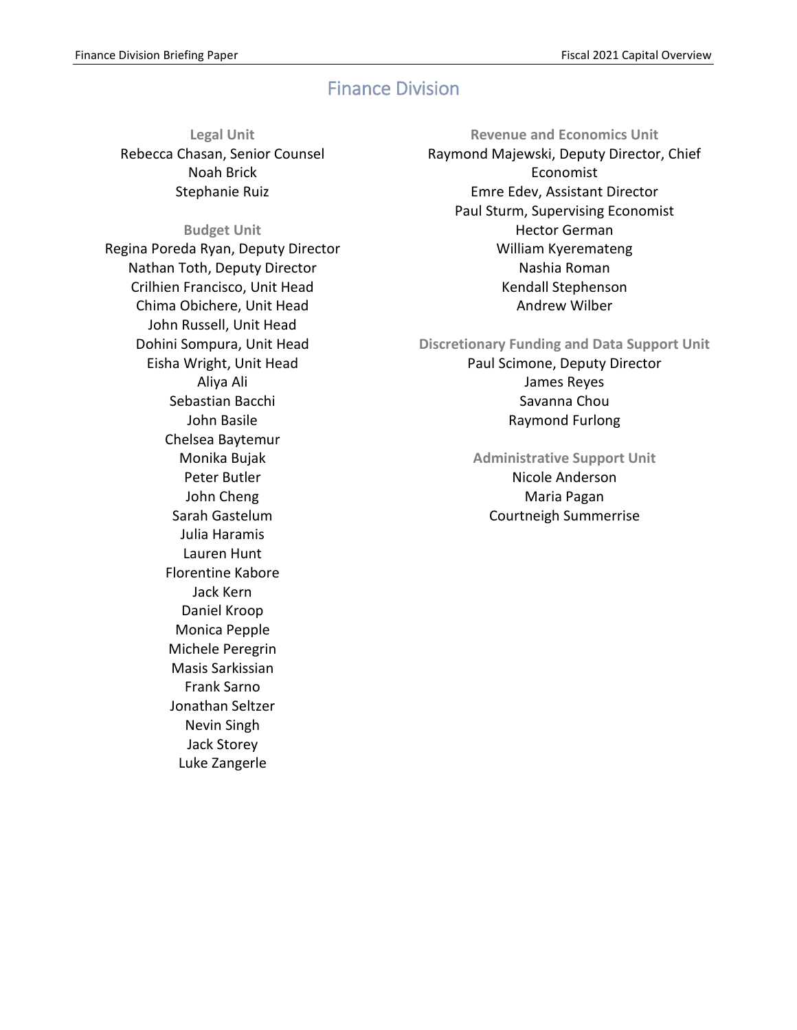# Finance Division

### Legal Unit

Rebecca Chasan, Senior Counsel
Noah Brick
Stephanie Ruiz

### Budget Unit

Regina Poreda Ryan, Deputy Director
Nathan Toth, Deputy Director
Crilhien Francisco, Unit Head
Chima Obichere, Unit Head
John Russell, Unit Head
Dohini Sompura, Unit Head
Eisha Wright, Unit Head
Aliya Ali
Sebastian Bacchi
John Basile
Chelsea Baytemur
Monika Bujak
Peter Butler
John Cheng
Sarah Gastelum
Julia Haramis
Lauren Hunt
Florentine Kabore
Jack Kern
Daniel Kroop
Monica Pepple
Michele Peregrin
Masis Sarkissian
Frank Sarno
Jonathan Seltzer
Nevin Singh
Jack Storey
Luke Zangerle

### Revenue and Economics Unit

Raymond Majewski, Deputy Director, Chief Economist
Emre Edev, Assistant Director
Paul Sturm, Supervising Economist
Hector German
William Kyeremateng
Nashia Roman
Kendall Stephenson
Andrew Wilber

### Discretionary Funding and Data Support Unit

Paul Scimone, Deputy Director
James Reyes
Savanna Chou
Raymond Furlong

### Administrative Support Unit

Nicole Anderson
Maria Pagan
Courtneigh Summerrise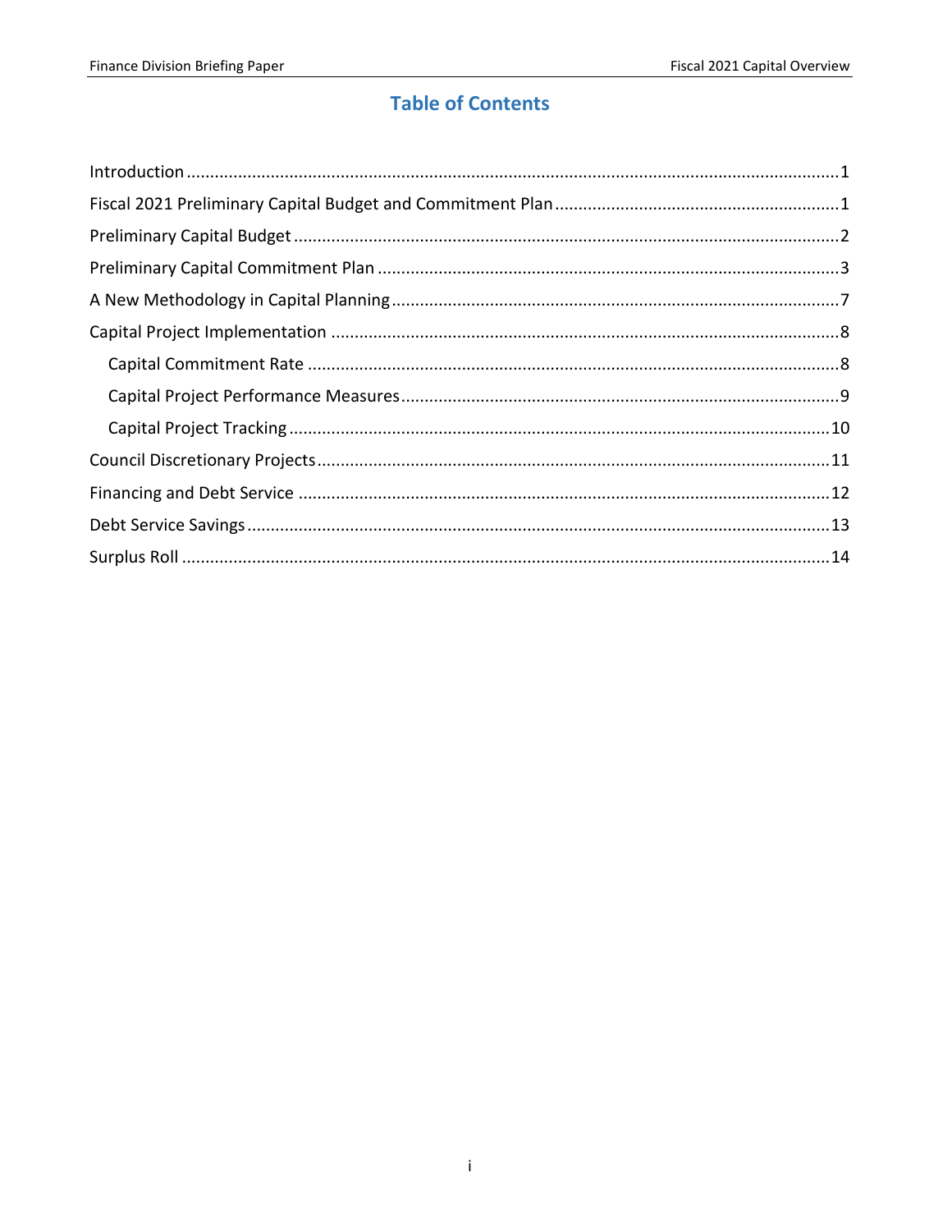# Table of Contents

Introduction ....................................................................................................................................1

Fiscal 2021 Preliminary Capital Budget and Commitment Plan ........................................................1

Preliminary Capital Budget ..............................................................................................................2

Preliminary Capital Commitment Plan .............................................................................................3

A New Methodology in Capital Planning ..........................................................................................7

Capital Project Implementation .......................................................................................................8

- Capital Commitment Rate ...........................................................................................................8
- Capital Project Performance Measures .......................................................................................9
- Capital Project Tracking .............................................................................................................10

Council Discretionary Projects ........................................................................................................11

Financing and Debt Service ...........................................................................................................12

Debt Service Savings .....................................................................................................................13

Surplus Roll ...................................................................................................................................14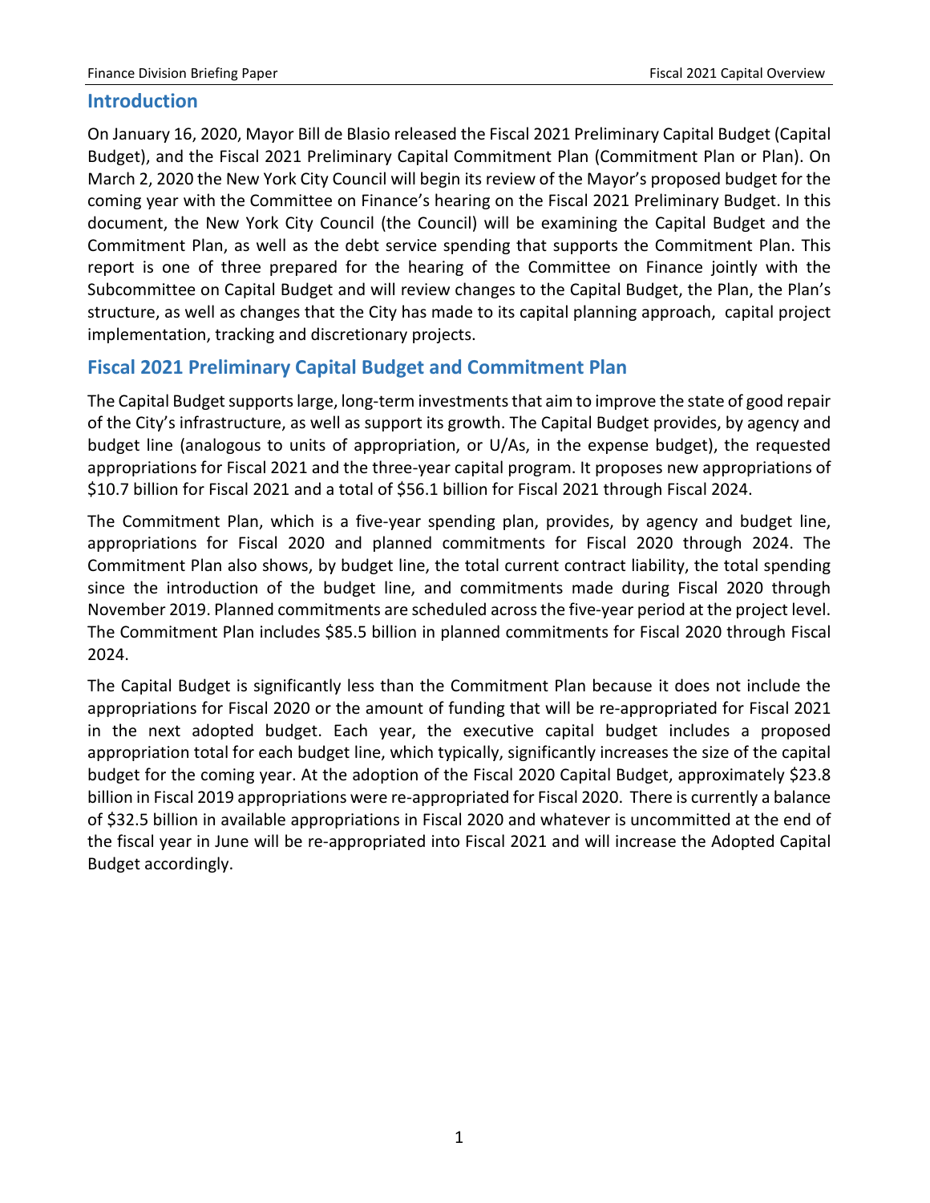## Introduction

On January 16, 2020, Mayor Bill de Blasio released the Fiscal 2021 Preliminary Capital Budget (Capital Budget), and the Fiscal 2021 Preliminary Capital Commitment Plan (Commitment Plan or Plan). On March 2, 2020 the New York City Council will begin its review of the Mayor's proposed budget for the coming year with the Committee on Finance's hearing on the Fiscal 2021 Preliminary Budget. In this document, the New York City Council (the Council) will be examining the Capital Budget and the Commitment Plan, as well as the debt service spending that supports the Commitment Plan. This report is one of three prepared for the hearing of the Committee on Finance jointly with the Subcommittee on Capital Budget and will review changes to the Capital Budget, the Plan, the Plan's structure, as well as changes that the City has made to its capital planning approach, capital project implementation, tracking and discretionary projects.

## Fiscal 2021 Preliminary Capital Budget and Commitment Plan

The Capital Budget supports large, long-term investments that aim to improve the state of good repair of the City's infrastructure, as well as support its growth. The Capital Budget provides, by agency and budget line (analogous to units of appropriation, or U/As, in the expense budget), the requested appropriations for Fiscal 2021 and the three-year capital program. It proposes new appropriations of $10.7 billion for Fiscal 2021 and a total of $56.1 billion for Fiscal 2021 through Fiscal 2024.

The Commitment Plan, which is a five-year spending plan, provides, by agency and budget line, appropriations for Fiscal 2020 and planned commitments for Fiscal 2020 through 2024. The Commitment Plan also shows, by budget line, the total current contract liability, the total spending since the introduction of the budget line, and commitments made during Fiscal 2020 through November 2019. Planned commitments are scheduled across the five-year period at the project level. The Commitment Plan includes $85.5 billion in planned commitments for Fiscal 2020 through Fiscal 2024.

The Capital Budget is significantly less than the Commitment Plan because it does not include the appropriations for Fiscal 2020 or the amount of funding that will be re-appropriated for Fiscal 2021 in the next adopted budget. Each year, the executive capital budget includes a proposed appropriation total for each budget line, which typically, significantly increases the size of the capital budget for the coming year. At the adoption of the Fiscal 2020 Capital Budget, approximately $23.8 billion in Fiscal 2019 appropriations were re-appropriated for Fiscal 2020. There is currently a balance of $32.5 billion in available appropriations in Fiscal 2020 and whatever is uncommitted at the end of the fiscal year in June will be re-appropriated into Fiscal 2021 and will increase the Adopted Capital Budget accordingly.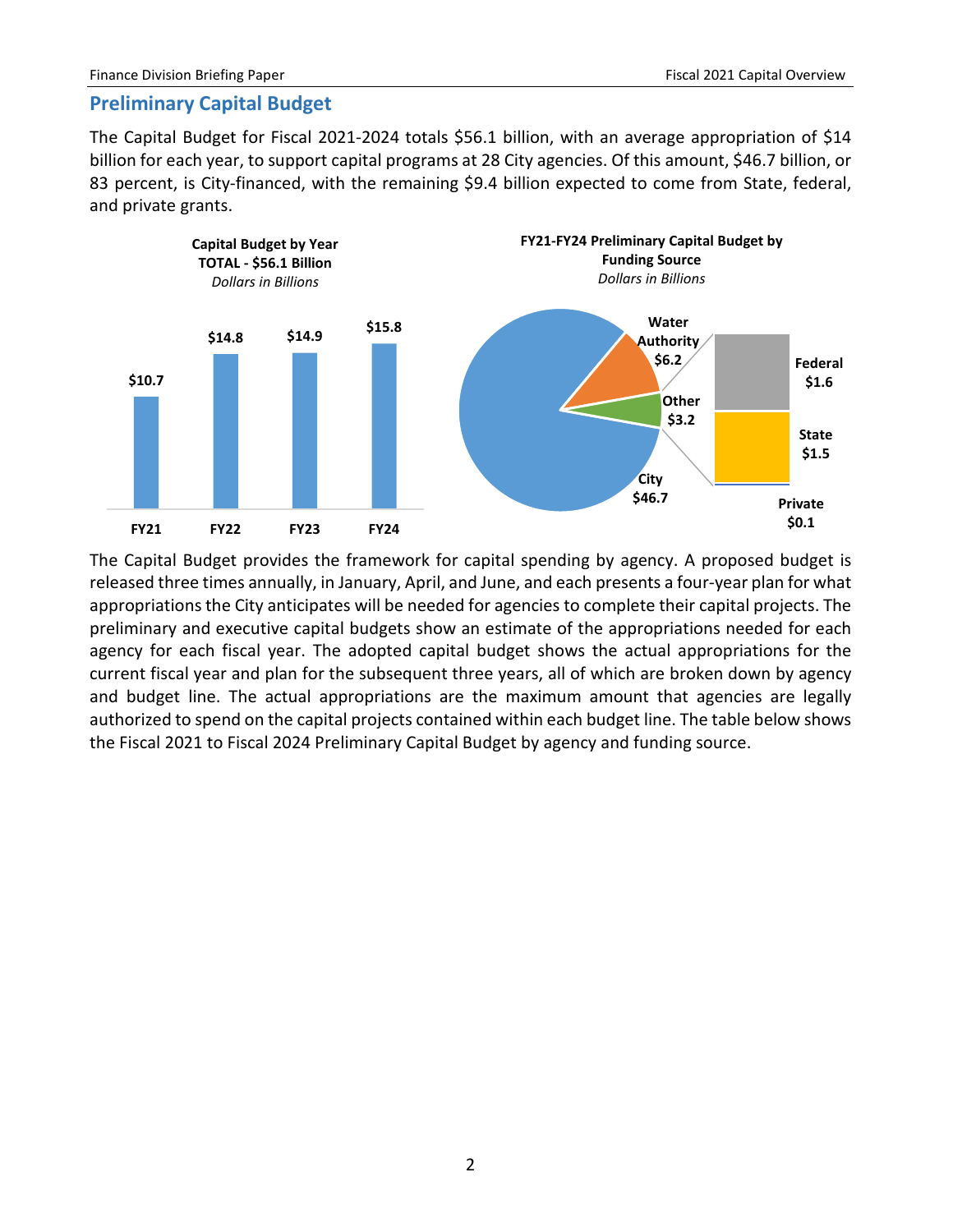## Preliminary Capital Budget

The Capital Budget for Fiscal 2021-2024 totals $56.1 billion, with an average appropriation of $14 billion for each year, to support capital programs at 28 City agencies. Of this amount, $46.7 billion, or 83 percent, is City-financed, with the remaining $9.4 billion expected to come from State, federal, and private grants.

**Capital Budget by Year**
**TOTAL - $56.1 Billion**
*Dollars in Billions*

| FY21 | FY22 | FY23 | FY24 |
|---|---|---|---|
| $10.7 | $14.8 | $14.9 | $15.8 |

**FY21-FY24 Preliminary Capital Budget by Funding Source**
*Dollars in Billions*

| Funding Source | Amount |
|---|---|
| City | $46.7 |
| Water Authority | $6.2 |
| Other | $3.2 |
| Federal | $1.6 |
| State | $1.5 |
| Private | $0.1 |

The Capital Budget provides the framework for capital spending by agency. A proposed budget is released three times annually, in January, April, and June, and each presents a four-year plan for what appropriations the City anticipates will be needed for agencies to complete their capital projects. The preliminary and executive capital budgets show an estimate of the appropriations needed for each agency for each fiscal year. The adopted capital budget shows the actual appropriations for the current fiscal year and plan for the subsequent three years, all of which are broken down by agency and budget line. The actual appropriations are the maximum amount that agencies are legally authorized to spend on the capital projects contained within each budget line. The table below shows the Fiscal 2021 to Fiscal 2024 Preliminary Capital Budget by agency and funding source.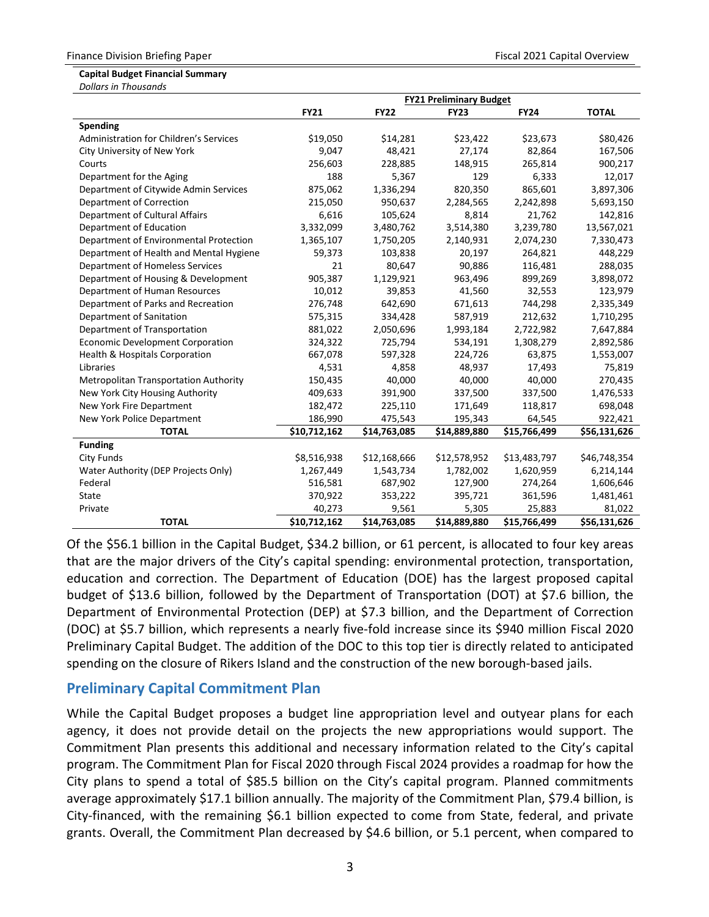**Capital Budget Financial Summary**
*Dollars in Thousands*

| | FY21 Preliminary Budget | | | | |
|---|---|---|---|---|---|
| | **FY21** | **FY22** | **FY23** | **FY24** | **TOTAL** |
| **Spending** | | | | | |
| Administration for Children's Services | $19,050 | $14,281 | $23,422 | $23,673 | $80,426 |
| City University of New York | 9,047 | 48,421 | 27,174 | 82,864 | 167,506 |
| Courts | 256,603 | 228,885 | 148,915 | 265,814 | 900,217 |
| Department for the Aging | 188 | 5,367 | 129 | 6,333 | 12,017 |
| Department of Citywide Admin Services | 875,062 | 1,336,294 | 820,350 | 865,601 | 3,897,306 |
| Department of Correction | 215,050 | 950,637 | 2,284,565 | 2,242,898 | 5,693,150 |
| Department of Cultural Affairs | 6,616 | 105,624 | 8,814 | 21,762 | 142,816 |
| Department of Education | 3,332,099 | 3,480,762 | 3,514,380 | 3,239,780 | 13,567,021 |
| Department of Environmental Protection | 1,365,107 | 1,750,205 | 2,140,931 | 2,074,230 | 7,330,473 |
| Department of Health and Mental Hygiene | 59,373 | 103,838 | 20,197 | 264,821 | 448,229 |
| Department of Homeless Services | 21 | 80,647 | 90,886 | 116,481 | 288,035 |
| Department of Housing & Development | 905,387 | 1,129,921 | 963,496 | 899,269 | 3,898,072 |
| Department of Human Resources | 10,012 | 39,853 | 41,560 | 32,553 | 123,979 |
| Department of Parks and Recreation | 276,748 | 642,690 | 671,613 | 744,298 | 2,335,349 |
| Department of Sanitation | 575,315 | 334,428 | 587,919 | 212,632 | 1,710,295 |
| Department of Transportation | 881,022 | 2,050,696 | 1,993,184 | 2,722,982 | 7,647,884 |
| Economic Development Corporation | 324,322 | 725,794 | 534,191 | 1,308,279 | 2,892,586 |
| Health & Hospitals Corporation | 667,078 | 597,328 | 224,726 | 63,875 | 1,553,007 |
| Libraries | 4,531 | 4,858 | 48,937 | 17,493 | 75,819 |
| Metropolitan Transportation Authority | 150,435 | 40,000 | 40,000 | 40,000 | 270,435 |
| New York City Housing Authority | 409,633 | 391,900 | 337,500 | 337,500 | 1,476,533 |
| New York Fire Department | 182,472 | 225,110 | 171,649 | 118,817 | 698,048 |
| New York Police Department | 186,990 | 475,543 | 195,343 | 64,545 | 922,421 |
| **TOTAL** | **$10,712,162** | **$14,763,085** | **$14,889,880** | **$15,766,499** | **$56,131,626** |
| **Funding** | | | | | |
| City Funds | $8,516,938 | $12,168,666 | $12,578,952 | $13,483,797 | $46,748,354 |
| Water Authority (DEP Projects Only) | 1,267,449 | 1,543,734 | 1,782,002 | 1,620,959 | 6,214,144 |
| Federal | 516,581 | 687,902 | 127,900 | 274,264 | 1,606,646 |
| State | 370,922 | 353,222 | 395,721 | 361,596 | 1,481,461 |
| Private | 40,273 | 9,561 | 5,305 | 25,883 | 81,022 |
| **TOTAL** | **$10,712,162** | **$14,763,085** | **$14,889,880** | **$15,766,499** | **$56,131,626** |

Of the $56.1 billion in the Capital Budget, $34.2 billion, or 61 percent, is allocated to four key areas that are the major drivers of the City's capital spending: environmental protection, transportation, education and correction. The Department of Education (DOE) has the largest proposed capital budget of $13.6 billion, followed by the Department of Transportation (DOT) at $7.6 billion, the Department of Environmental Protection (DEP) at $7.3 billion, and the Department of Correction (DOC) at $5.7 billion, which represents a nearly five-fold increase since its $940 million Fiscal 2020 Preliminary Capital Budget. The addition of the DOC to this top tier is directly related to anticipated spending on the closure of Rikers Island and the construction of the new borough-based jails.

## Preliminary Capital Commitment Plan

While the Capital Budget proposes a budget line appropriation level and outyear plans for each agency, it does not provide detail on the projects the new appropriations would support. The Commitment Plan presents this additional and necessary information related to the City's capital program. The Commitment Plan for Fiscal 2020 through Fiscal 2024 provides a roadmap for how the City plans to spend a total of $85.5 billion on the City's capital program. Planned commitments average approximately $17.1 billion annually. The majority of the Commitment Plan, $79.4 billion, is City-financed, with the remaining $6.1 billion expected to come from State, federal, and private grants. Overall, the Commitment Plan decreased by $4.6 billion, or 5.1 percent, when compared to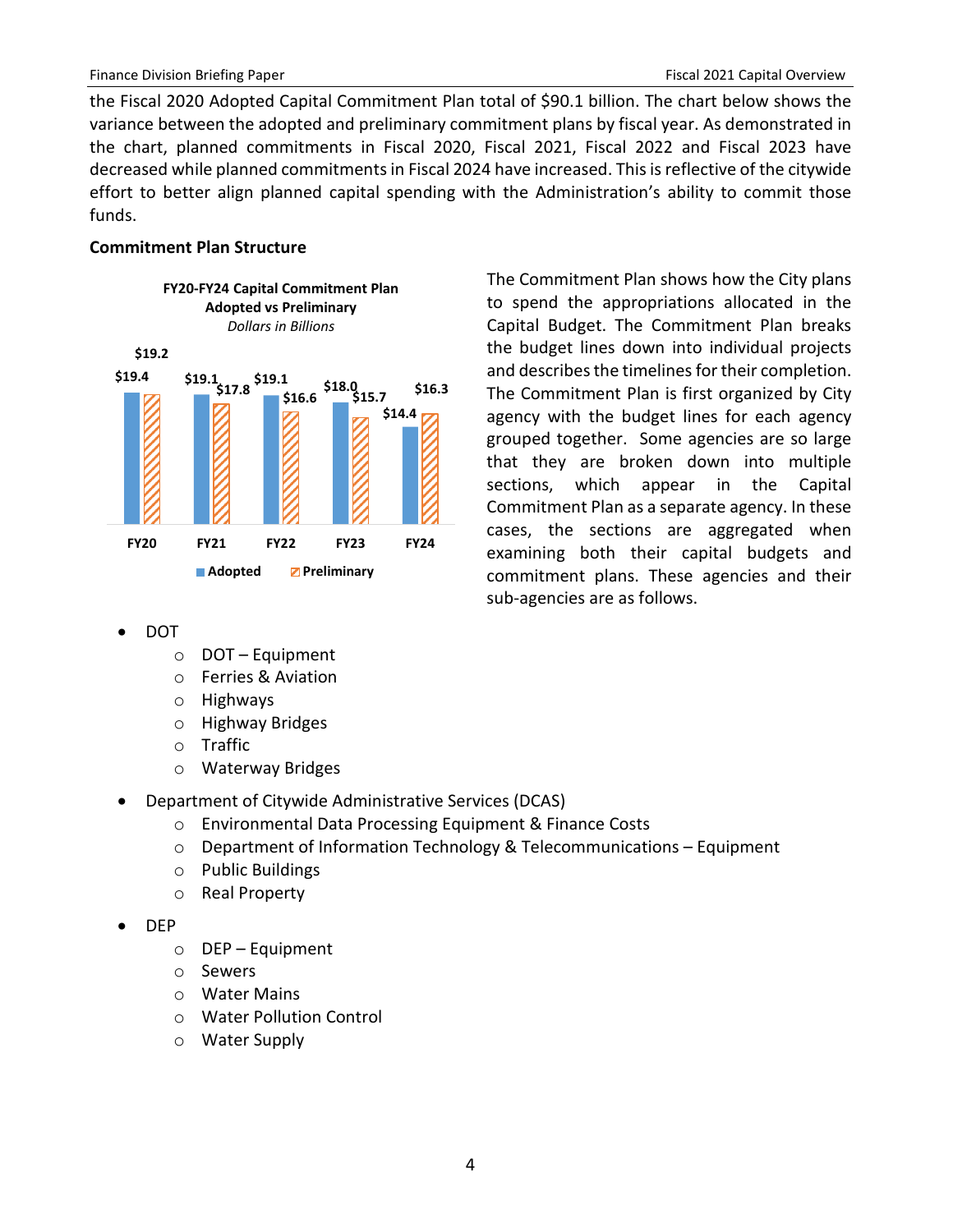the Fiscal 2020 Adopted Capital Commitment Plan total of $90.1 billion. The chart below shows the variance between the adopted and preliminary commitment plans by fiscal year. As demonstrated in the chart, planned commitments in Fiscal 2020, Fiscal 2021, Fiscal 2022 and Fiscal 2023 have decreased while planned commitments in Fiscal 2024 have increased. This is reflective of the citywide effort to better align planned capital spending with the Administration's ability to commit those funds.

### Commitment Plan Structure

**FY20-FY24 Capital Commitment Plan**
**Adopted vs Preliminary**
*Dollars in Billions*

| | FY20 | FY21 | FY22 | FY23 | FY24 |
|---|---|---|---|---|---|
| Adopted | $19.4 | $19.1 | $19.1 | $18.0 | $14.4 |
| Preliminary | $19.2 | $17.8 | $16.6 | $15.7 | $16.3 |

The Commitment Plan shows how the City plans to spend the appropriations allocated in the Capital Budget. The Commitment Plan breaks the budget lines down into individual projects and describes the timelines for their completion. The Commitment Plan is first organized by City agency with the budget lines for each agency grouped together. Some agencies are so large that they are broken down into multiple sections, which appear in the Capital Commitment Plan as a separate agency. In these cases, the sections are aggregated when examining both their capital budgets and commitment plans. These agencies and their sub-agencies are as follows.

- DOT
  - DOT – Equipment
  - Ferries & Aviation
  - Highways
  - Highway Bridges
  - Traffic
  - Waterway Bridges
- Department of Citywide Administrative Services (DCAS)
  - Environmental Data Processing Equipment & Finance Costs
  - Department of Information Technology & Telecommunications – Equipment
  - Public Buildings
  - Real Property
- DEP
  - DEP – Equipment
  - Sewers
  - Water Mains
  - Water Pollution Control
  - Water Supply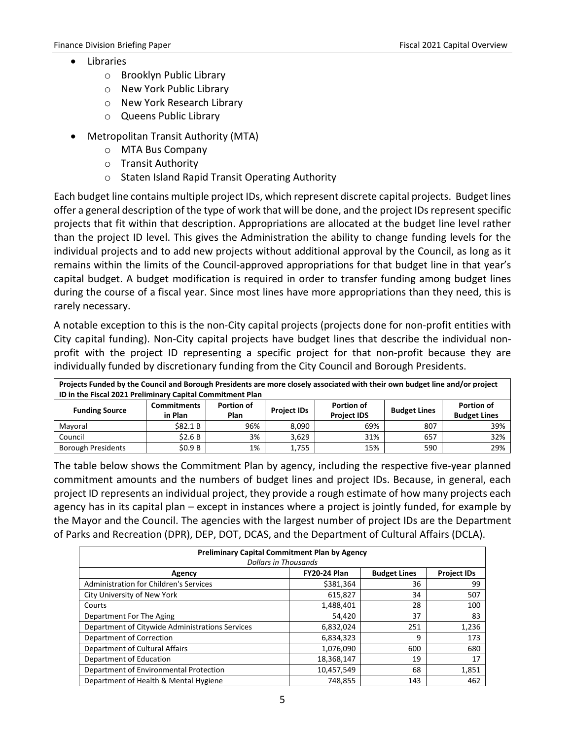- Libraries
  - Brooklyn Public Library
  - New York Public Library
  - New York Research Library
  - Queens Public Library
- Metropolitan Transit Authority (MTA)
  - MTA Bus Company
  - Transit Authority
  - Staten Island Rapid Transit Operating Authority

Each budget line contains multiple project IDs, which represent discrete capital projects. Budget lines offer a general description of the type of work that will be done, and the project IDs represent specific projects that fit within that description. Appropriations are allocated at the budget line level rather than the project ID level. This gives the Administration the ability to change funding levels for the individual projects and to add new projects without additional approval by the Council, as long as it remains within the limits of the Council-approved appropriations for that budget line in that year's capital budget. A budget modification is required in order to transfer funding among budget lines during the course of a fiscal year. Since most lines have more appropriations than they need, this is rarely necessary.

A notable exception to this is the non-City capital projects (projects done for non-profit entities with City capital funding). Non-City capital projects have budget lines that describe the individual non-profit with the project ID representing a specific project for that non-profit because they are individually funded by discretionary funding from the City Council and Borough Presidents.

**Projects Funded by the Council and Borough Presidents are more closely associated with their own budget line and/or project ID in the Fiscal 2021 Preliminary Capital Commitment Plan**

| Funding Source | Commitments in Plan | Portion of Plan | Project IDs | Portion of Project IDS | Budget Lines | Portion of Budget Lines |
|---|---|---|---|---|---|---|
| Mayoral | \$82.1 B | 96% | 8,090 | 69% | 807 | 39% |
| Council | \$2.6 B | 3% | 3,629 | 31% | 657 | 32% |
| Borough Presidents | \$0.9 B | 1% | 1,755 | 15% | 590 | 29% |

The table below shows the Commitment Plan by agency, including the respective five-year planned commitment amounts and the numbers of budget lines and project IDs. Because, in general, each project ID represents an individual project, they provide a rough estimate of how many projects each agency has in its capital plan – except in instances where a project is jointly funded, for example by the Mayor and the Council. The agencies with the largest number of project IDs are the Department of Parks and Recreation (DPR), DEP, DOT, DCAS, and the Department of Cultural Affairs (DCLA).

**Preliminary Capital Commitment Plan by Agency**
*Dollars in Thousands*

| Agency | FY20-24 Plan | Budget Lines | Project IDs |
|---|---|---|---|
| Administration for Children's Services | \$381,364 | 36 | 99 |
| City University of New York | 615,827 | 34 | 507 |
| Courts | 1,488,401 | 28 | 100 |
| Department For The Aging | 54,420 | 37 | 83 |
| Department of Citywide Administrations Services | 6,832,024 | 251 | 1,236 |
| Department of Correction | 6,834,323 | 9 | 173 |
| Department of Cultural Affairs | 1,076,090 | 600 | 680 |
| Department of Education | 18,368,147 | 19 | 17 |
| Department of Environmental Protection | 10,457,549 | 68 | 1,851 |
| Department of Health & Mental Hygiene | 748,855 | 143 | 462 |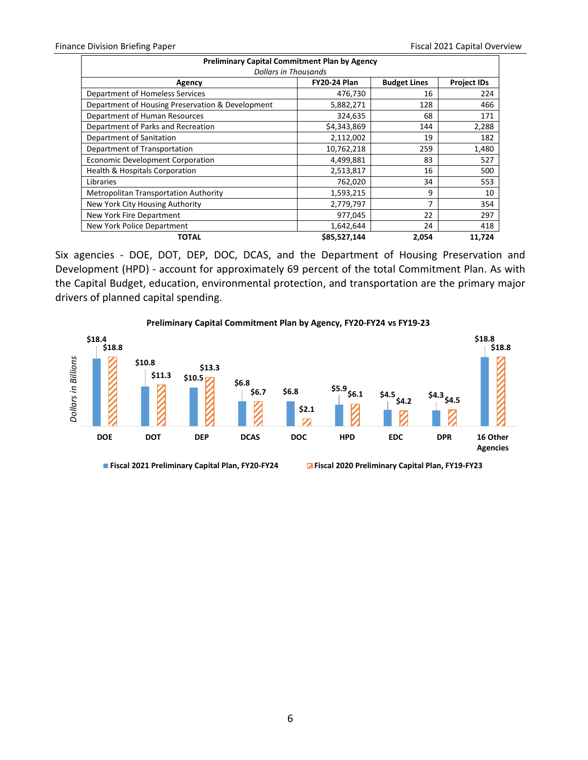| Preliminary Capital Commitment Plan by Agency *Dollars in Thousands* | | | |
|---|---|---|---|
| **Agency** | **FY20-24 Plan** | **Budget Lines** | **Project IDs** |
| Department of Homeless Services | 476,730 | 16 | 224 |
| Department of Housing Preservation & Development | 5,882,271 | 128 | 466 |
| Department of Human Resources | 324,635 | 68 | 171 |
| Department of Parks and Recreation | $4,343,869 | 144 | 2,288 |
| Department of Sanitation | 2,112,002 | 19 | 182 |
| Department of Transportation | 10,762,218 | 259 | 1,480 |
| Economic Development Corporation | 4,499,881 | 83 | 527 |
| Health & Hospitals Corporation | 2,513,817 | 16 | 500 |
| Libraries | 762,020 | 34 | 553 |
| Metropolitan Transportation Authority | 1,593,215 | 9 | 10 |
| New York City Housing Authority | 2,779,797 | 7 | 354 |
| New York Fire Department | 977,045 | 22 | 297 |
| New York Police Department | 1,642,644 | 24 | 418 |
| **TOTAL** | **$85,527,144** | **2,054** | **11,724** |

Six agencies - DOE, DOT, DEP, DOC, DCAS, and the Department of Housing Preservation and Development (HPD) - account for approximately 69 percent of the total Commitment Plan. As with the Capital Budget, education, environmental protection, and transportation are the primary major drivers of planned capital spending.

**Preliminary Capital Commitment Plan by Agency, FY20-FY24 vs FY19-23**

*Dollars in Billions*

| Agency | Fiscal 2021 Preliminary Capital Plan, FY20-FY24 | Fiscal 2020 Preliminary Capital Plan, FY19-FY23 |
|---|---|---|
| DOE | $18.4 | $18.8 |
| DOT | $10.8 | $11.3 |
| DEP | $10.5 | $13.3 |
| DCAS | $6.8 | $6.7 |
| DOC | $6.8 | $2.1 |
| HPD | $5.9 | $6.1 |
| EDC | $4.5 | $4.2 |
| DPR | $4.3 | $4.5 |
| 16 Other Agencies | $18.8 | $18.8 |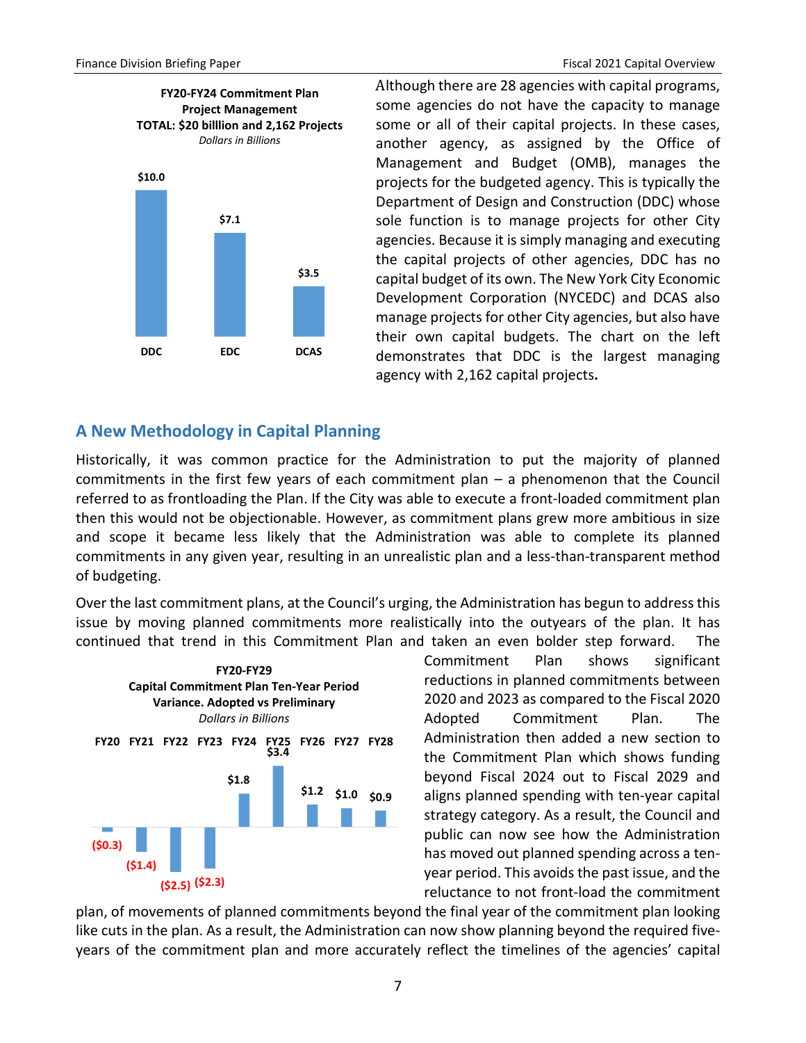**FY20-FY24 Commitment Plan Project Management TOTAL: $20 billlion and 2,162 Projects**
*Dollars in Billions*

| DDC | EDC | DCAS |
|---|---|---|
| $10.0 | $7.1 | $3.5 |

Although there are 28 agencies with capital programs, some agencies do not have the capacity to manage some or all of their capital projects. In these cases, another agency, as assigned by the Office of Management and Budget (OMB), manages the projects for the budgeted agency. This is typically the Department of Design and Construction (DDC) whose sole function is to manage projects for other City agencies. Because it is simply managing and executing the capital projects of other agencies, DDC has no capital budget of its own. The New York City Economic Development Corporation (NYCEDC) and DCAS also manage projects for other City agencies, but also have their own capital budgets. The chart on the left demonstrates that DDC is the largest managing agency with 2,162 capital projects**.**

## A New Methodology in Capital Planning

Historically, it was common practice for the Administration to put the majority of planned commitments in the first few years of each commitment plan – a phenomenon that the Council referred to as frontloading the Plan. If the City was able to execute a front-loaded commitment plan then this would not be objectionable. However, as commitment plans grew more ambitious in size and scope it became less likely that the Administration was able to complete its planned commitments in any given year, resulting in an unrealistic plan and a less-than-transparent method of budgeting.

Over the last commitment plans, at the Council's urging, the Administration has begun to address this issue by moving planned commitments more realistically into the outyears of the plan. It has continued that trend in this Commitment Plan and taken an even bolder step forward. The Commitment Plan shows significant reductions in planned commitments between 2020 and 2023 as compared to the Fiscal 2020 Adopted Commitment Plan. The Administration then added a new section to the Commitment Plan which shows funding beyond Fiscal 2024 out to Fiscal 2029 and aligns planned spending with ten-year capital strategy category. As a result, the Council and public can now see how the Administration has moved out planned spending across a ten-year period. This avoids the past issue, and the reluctance to not front-load the commitment plan, of movements of planned commitments beyond the final year of the commitment plan looking like cuts in the plan. As a result, the Administration can now show planning beyond the required five-years of the commitment plan and more accurately reflect the timelines of the agencies' capital

**FY20-FY29 Capital Commitment Plan Ten-Year Period Variance. Adopted vs Preliminary**
*Dollars in Billions*

| FY20 | FY21 | FY22 | FY23 | FY24 | FY25 | FY26 | FY27 | FY28 |
|---|---|---|---|---|---|---|---|---|
| ($0.3) | ($1.4) | ($2.5) | ($2.3) | $1.8 | $3.4 | $1.2 | $1.0 | $0.9 |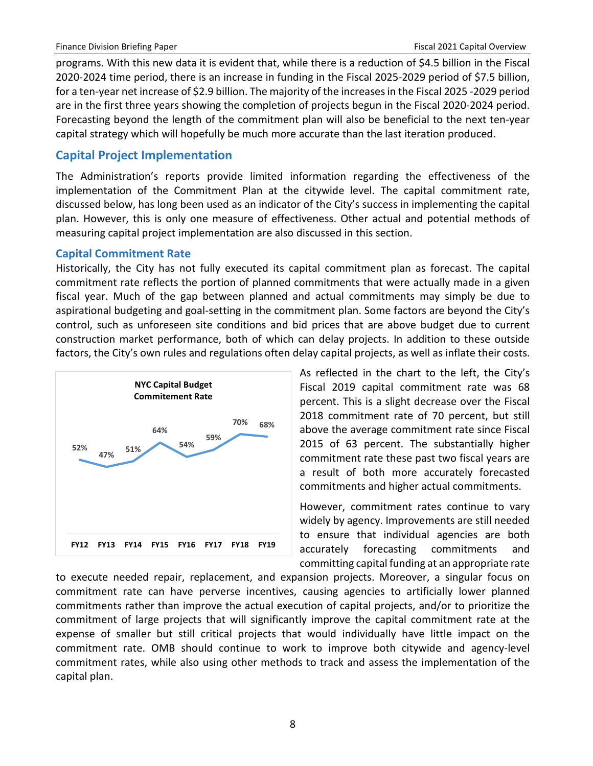programs. With this new data it is evident that, while there is a reduction of $4.5 billion in the Fiscal 2020-2024 time period, there is an increase in funding in the Fiscal 2025-2029 period of $7.5 billion, for a ten-year net increase of $2.9 billion. The majority of the increases in the Fiscal 2025 -2029 period are in the first three years showing the completion of projects begun in the Fiscal 2020-2024 period. Forecasting beyond the length of the commitment plan will also be beneficial to the next ten-year capital strategy which will hopefully be much more accurate than the last iteration produced.

## Capital Project Implementation

The Administration's reports provide limited information regarding the effectiveness of the implementation of the Commitment Plan at the citywide level. The capital commitment rate, discussed below, has long been used as an indicator of the City's success in implementing the capital plan. However, this is only one measure of effectiveness. Other actual and potential methods of measuring capital project implementation are also discussed in this section.

### Capital Commitment Rate

Historically, the City has not fully executed its capital commitment plan as forecast. The capital commitment rate reflects the portion of planned commitments that were actually made in a given fiscal year. Much of the gap between planned and actual commitments may simply be due to aspirational budgeting and goal-setting in the commitment plan. Some factors are beyond the City's control, such as unforeseen site conditions and bid prices that are above budget due to current construction market performance, both of which can delay projects. In addition to these outside factors, the City's own rules and regulations often delay capital projects, as well as inflate their costs.

**NYC Capital Budget Commitement Rate**

| FY12 | FY13 | FY14 | FY15 | FY16 | FY17 | FY18 | FY19 |
|---|---|---|---|---|---|---|---|
| 52% | 47% | 51% | 64% | 54% | 59% | 70% | 68% |

As reflected in the chart to the left, the City's Fiscal 2019 capital commitment rate was 68 percent. This is a slight decrease over the Fiscal 2018 commitment rate of 70 percent, but still above the average commitment rate since Fiscal 2015 of 63 percent. The substantially higher commitment rate these past two fiscal years are a result of both more accurately forecasted commitments and higher actual commitments.

However, commitment rates continue to vary widely by agency. Improvements are still needed to ensure that individual agencies are both accurately forecasting commitments and committing capital funding at an appropriate rate to execute needed repair, replacement, and expansion projects. Moreover, a singular focus on commitment rate can have perverse incentives, causing agencies to artificially lower planned commitments rather than improve the actual execution of capital projects, and/or to prioritize the commitment of large projects that will significantly improve the capital commitment rate at the expense of smaller but still critical projects that would individually have little impact on the commitment rate. OMB should continue to work to improve both citywide and agency-level commitment rates, while also using other methods to track and assess the implementation of the capital plan.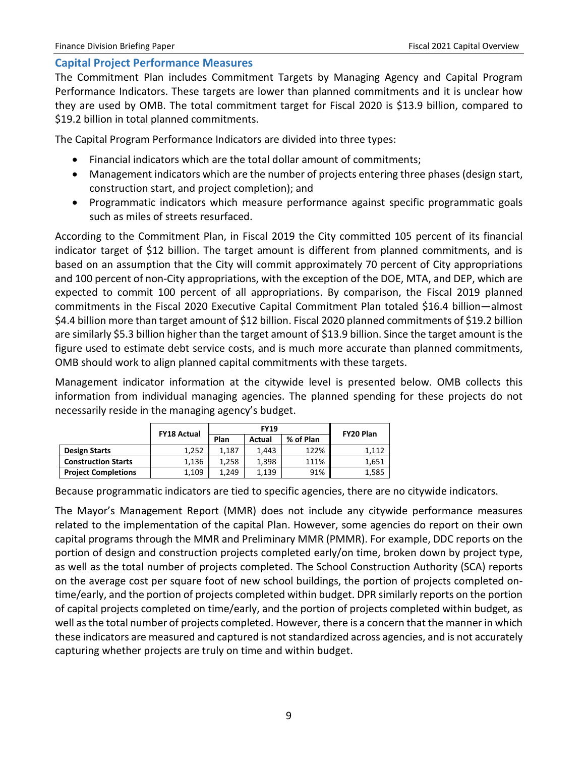## Capital Project Performance Measures

The Commitment Plan includes Commitment Targets by Managing Agency and Capital Program Performance Indicators. These targets are lower than planned commitments and it is unclear how they are used by OMB. The total commitment target for Fiscal 2020 is $13.9 billion, compared to $19.2 billion in total planned commitments.

The Capital Program Performance Indicators are divided into three types:

- Financial indicators which are the total dollar amount of commitments;
- Management indicators which are the number of projects entering three phases (design start, construction start, and project completion); and
- Programmatic indicators which measure performance against specific programmatic goals such as miles of streets resurfaced.

According to the Commitment Plan, in Fiscal 2019 the City committed 105 percent of its financial indicator target of $12 billion. The target amount is different from planned commitments, and is based on an assumption that the City will commit approximately 70 percent of City appropriations and 100 percent of non-City appropriations, with the exception of the DOE, MTA, and DEP, which are expected to commit 100 percent of all appropriations. By comparison, the Fiscal 2019 planned commitments in the Fiscal 2020 Executive Capital Commitment Plan totaled $16.4 billion—almost $4.4 billion more than target amount of $12 billion. Fiscal 2020 planned commitments of $19.2 billion are similarly $5.3 billion higher than the target amount of $13.9 billion. Since the target amount is the figure used to estimate debt service costs, and is much more accurate than planned commitments, OMB should work to align planned capital commitments with these targets.

Management indicator information at the citywide level is presented below. OMB collects this information from individual managing agencies. The planned spending for these projects do not necessarily reside in the managing agency's budget.

| | FY18 Actual | FY19 | | | FY20 Plan |
|---|---|---|---|---|---|
| | | Plan | Actual | % of Plan | |
| **Design Starts** | 1,252 | 1,187 | 1,443 | 122% | 1,112 |
| **Construction Starts** | 1,136 | 1,258 | 1,398 | 111% | 1,651 |
| **Project Completions** | 1,109 | 1,249 | 1,139 | 91% | 1,585 |

Because programmatic indicators are tied to specific agencies, there are no citywide indicators.

The Mayor's Management Report (MMR) does not include any citywide performance measures related to the implementation of the capital Plan. However, some agencies do report on their own capital programs through the MMR and Preliminary MMR (PMMR). For example, DDC reports on the portion of design and construction projects completed early/on time, broken down by project type, as well as the total number of projects completed. The School Construction Authority (SCA) reports on the average cost per square foot of new school buildings, the portion of projects completed on-time/early, and the portion of projects completed within budget. DPR similarly reports on the portion of capital projects completed on time/early, and the portion of projects completed within budget, as well as the total number of projects completed. However, there is a concern that the manner in which these indicators are measured and captured is not standardized across agencies, and is not accurately capturing whether projects are truly on time and within budget.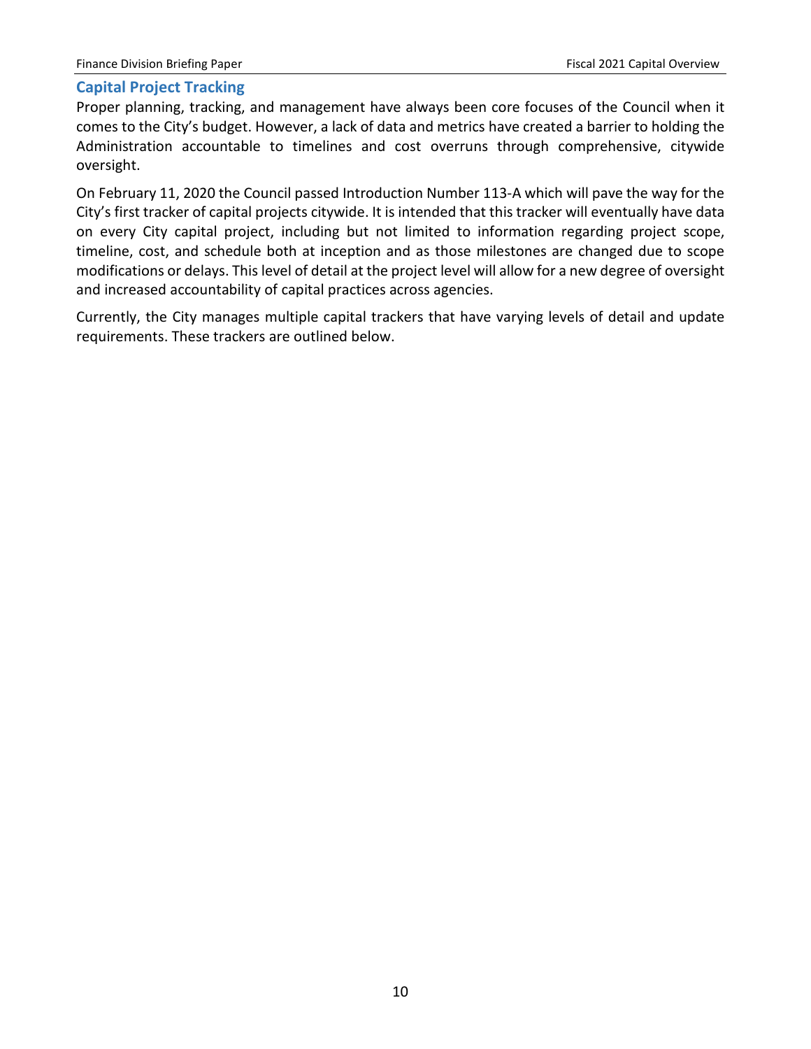## Capital Project Tracking

Proper planning, tracking, and management have always been core focuses of the Council when it comes to the City's budget. However, a lack of data and metrics have created a barrier to holding the Administration accountable to timelines and cost overruns through comprehensive, citywide oversight.

On February 11, 2020 the Council passed Introduction Number 113-A which will pave the way for the City's first tracker of capital projects citywide. It is intended that this tracker will eventually have data on every City capital project, including but not limited to information regarding project scope, timeline, cost, and schedule both at inception and as those milestones are changed due to scope modifications or delays. This level of detail at the project level will allow for a new degree of oversight and increased accountability of capital practices across agencies.

Currently, the City manages multiple capital trackers that have varying levels of detail and update requirements. These trackers are outlined below.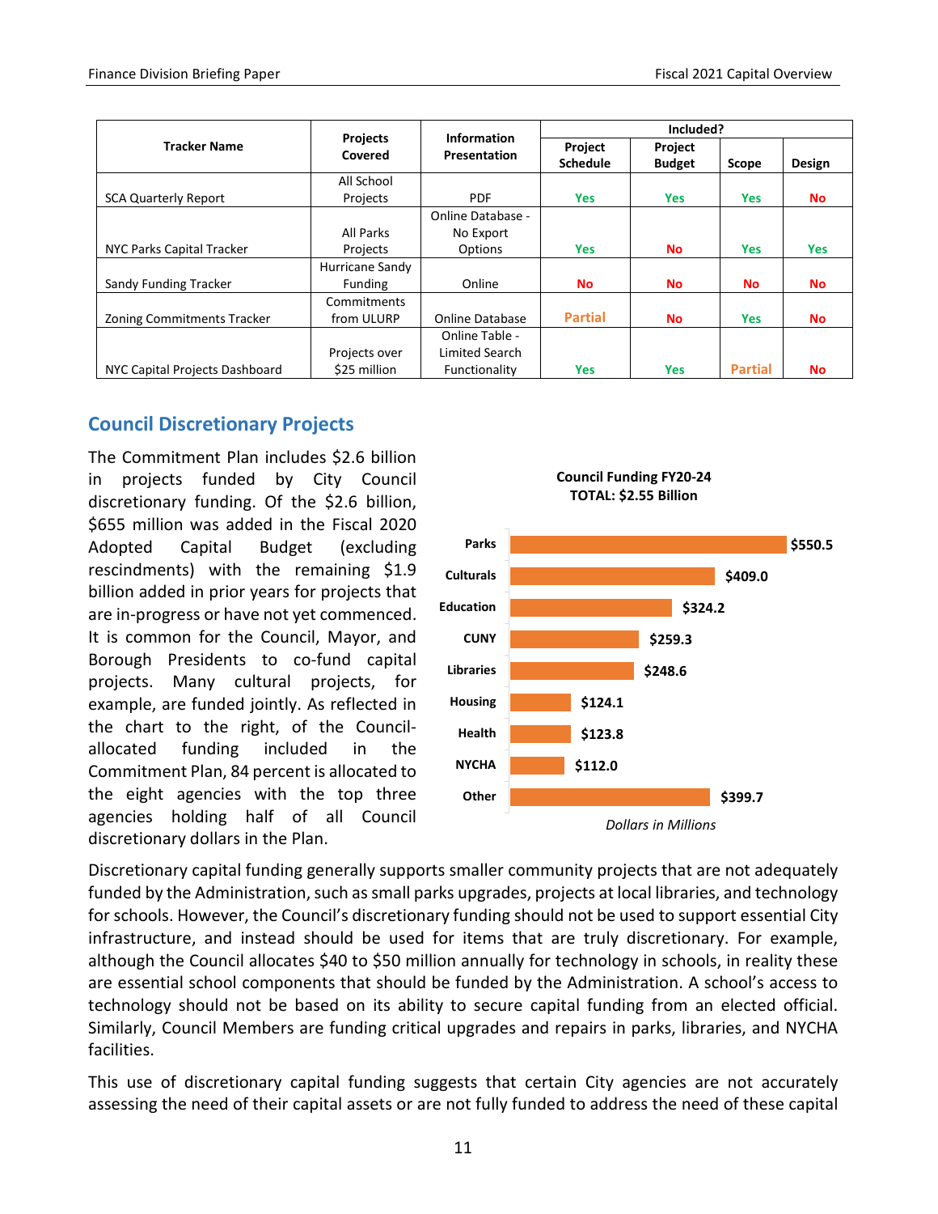| Tracker Name | Projects Covered | Information Presentation | Included? | | | |
|---|---|---|---|---|---|---|
| | | | Project Schedule | Project Budget | Scope | Design |
| SCA Quarterly Report | All School Projects | PDF | Yes | Yes | Yes | No |
| NYC Parks Capital Tracker | All Parks Projects | Online Database - No Export Options | Yes | No | Yes | Yes |
| Sandy Funding Tracker | Hurricane Sandy Funding | Online | No | No | No | No |
| Zoning Commitments Tracker | Commitments from ULURP | Online Database | Partial | No | Yes | No |
| NYC Capital Projects Dashboard | Projects over $25 million | Online Table - Limited Search Functionality | Yes | Yes | Partial | No |

## Council Discretionary Projects

The Commitment Plan includes $2.6 billion in projects funded by City Council discretionary funding. Of the $2.6 billion, $655 million was added in the Fiscal 2020 Adopted Capital Budget (excluding rescindments) with the remaining $1.9 billion added in prior years for projects that are in-progress or have not yet commenced. It is common for the Council, Mayor, and Borough Presidents to co-fund capital projects. Many cultural projects, for example, are funded jointly. As reflected in the chart to the right, of the Council-allocated funding included in the Commitment Plan, 84 percent is allocated to the eight agencies with the top three agencies holding half of all Council discretionary dollars in the Plan.

**Council Funding FY20-24**
**TOTAL: $2.55 Billion**

| Agency | Amount |
|---|---|
| Parks | $550.5 |
| Culturals | $409.0 |
| Education | $324.2 |
| CUNY | $259.3 |
| Libraries | $248.6 |
| Housing | $124.1 |
| Health | $123.8 |
| NYCHA | $112.0 |
| Other | $399.7 |

*Dollars in Millions*

Discretionary capital funding generally supports smaller community projects that are not adequately funded by the Administration, such as small parks upgrades, projects at local libraries, and technology for schools. However, the Council's discretionary funding should not be used to support essential City infrastructure, and instead should be used for items that are truly discretionary. For example, although the Council allocates $40 to $50 million annually for technology in schools, in reality these are essential school components that should be funded by the Administration. A school's access to technology should not be based on its ability to secure capital funding from an elected official. Similarly, Council Members are funding critical upgrades and repairs in parks, libraries, and NYCHA facilities.

This use of discretionary capital funding suggests that certain City agencies are not accurately assessing the need of their capital assets or are not fully funded to address the need of these capital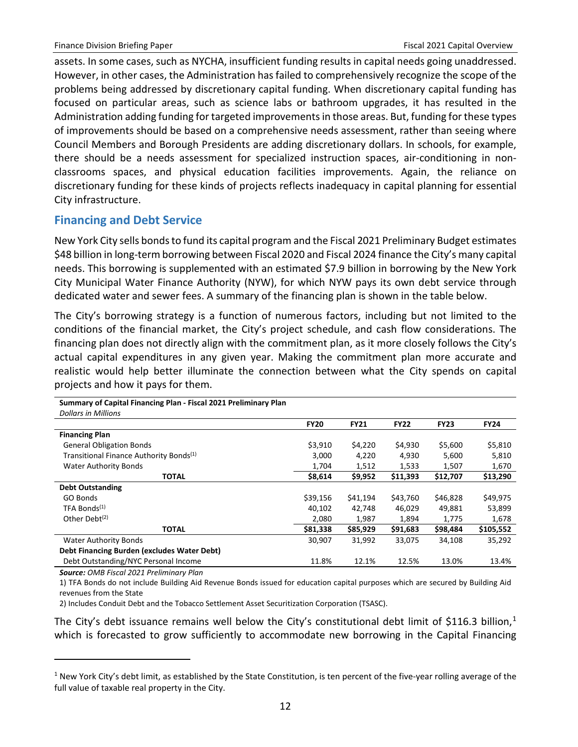assets. In some cases, such as NYCHA, insufficient funding results in capital needs going unaddressed. However, in other cases, the Administration has failed to comprehensively recognize the scope of the problems being addressed by discretionary capital funding. When discretionary capital funding has focused on particular areas, such as science labs or bathroom upgrades, it has resulted in the Administration adding funding for targeted improvements in those areas. But, funding for these types of improvements should be based on a comprehensive needs assessment, rather than seeing where Council Members and Borough Presidents are adding discretionary dollars. In schools, for example, there should be a needs assessment for specialized instruction spaces, air-conditioning in non-classrooms spaces, and physical education facilities improvements. Again, the reliance on discretionary funding for these kinds of projects reflects inadequacy in capital planning for essential City infrastructure.

## Financing and Debt Service

New York City sells bonds to fund its capital program and the Fiscal 2021 Preliminary Budget estimates $48 billion in long-term borrowing between Fiscal 2020 and Fiscal 2024 finance the City's many capital needs. This borrowing is supplemented with an estimated $7.9 billion in borrowing by the New York City Municipal Water Finance Authority (NYW), for which NYW pays its own debt service through dedicated water and sewer fees. A summary of the financing plan is shown in the table below.

The City's borrowing strategy is a function of numerous factors, including but not limited to the conditions of the financial market, the City's project schedule, and cash flow considerations. The financing plan does not directly align with the commitment plan, as it more closely follows the City's actual capital expenditures in any given year. Making the commitment plan more accurate and realistic would help better illuminate the connection between what the City spends on capital projects and how it pays for them.

**Summary of Capital Financing Plan - Fiscal 2021 Preliminary Plan**
*Dollars in Millions*

| | FY20 | FY21 | FY22 | FY23 | FY24 |
|---|---|---|---|---|---|
| **Financing Plan** | | | | | |
| General Obligation Bonds | $3,910 | $4,220 | $4,930 | $5,600 | $5,810 |
| Transitional Finance Authority Bonds[1] | 3,000 | 4,220 | 4,930 | 5,600 | 5,810 |
| Water Authority Bonds | 1,704 | 1,512 | 1,533 | 1,507 | 1,670 |
| **TOTAL** | **$8,614** | **$9,952** | **$11,393** | **$12,707** | **$13,290** |
| **Debt Outstanding** | | | | | |
| GO Bonds | $39,156 | $41,194 | $43,760 | $46,828 | $49,975 |
| TFA Bonds[1] | 40,102 | 42,748 | 46,029 | 49,881 | 53,899 |
| Other Debt[2] | 2,080 | 1,987 | 1,894 | 1,775 | 1,678 |
| **TOTAL** | **$81,338** | **$85,929** | **$91,683** | **$98,484** | **$105,552** |
| Water Authority Bonds | 30,907 | 31,992 | 33,075 | 34,108 | 35,292 |
| **Debt Financing Burden (excludes Water Debt)** | | | | | |
| Debt Outstanding/NYC Personal Income | 11.8% | 12.1% | 12.5% | 13.0% | 13.4% |

***Source:*** *OMB Fiscal 2021 Preliminary Plan*

1) TFA Bonds do not include Building Aid Revenue Bonds issued for education capital purposes which are secured by Building Aid revenues from the State

2) Includes Conduit Debt and the Tobacco Settlement Asset Securitization Corporation (TSASC).

The City's debt issuance remains well below the City's constitutional debt limit of $116.3 billion,[1] which is forecasted to grow sufficiently to accommodate new borrowing in the Capital Financing

[1] New York City's debt limit, as established by the State Constitution, is ten percent of the five-year rolling average of the full value of taxable real property in the City.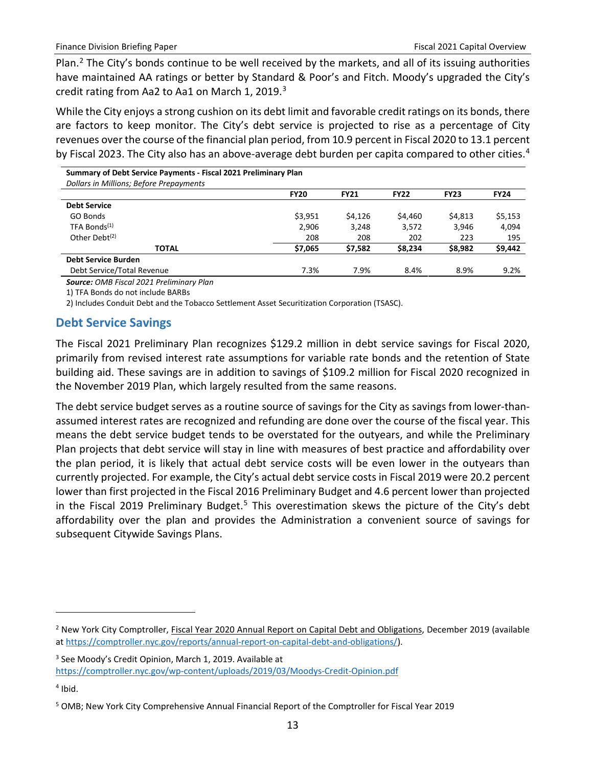Plan.[2] The City's bonds continue to be well received by the markets, and all of its issuing authorities have maintained AA ratings or better by Standard & Poor's and Fitch. Moody's upgraded the City's credit rating from Aa2 to Aa1 on March 1, 2019.[3]

While the City enjoys a strong cushion on its debt limit and favorable credit ratings on its bonds, there are factors to keep monitor. The City's debt service is projected to rise as a percentage of City revenues over the course of the financial plan period, from 10.9 percent in Fiscal 2020 to 13.1 percent by Fiscal 2023. The City also has an above-average debt burden per capita compared to other cities.[4]

**Summary of Debt Service Payments - Fiscal 2021 Preliminary Plan**
*Dollars in Millions; Before Prepayments*

| | FY20 | FY21 | FY22 | FY23 | FY24 |
|---|---|---|---|---|---|
| **Debt Service** | | | | | |
| GO Bonds | $3,951 | $4,126 | $4,460 | $4,813 | $5,153 |
| TFA Bonds(1) | 2,906 | 3,248 | 3,572 | 3,946 | 4,094 |
| Other Debt(2) | 208 | 208 | 202 | 223 | 195 |
| **TOTAL** | **$7,065** | **$7,582** | **$8,234** | **$8,982** | **$9,442** |
| **Debt Service Burden** | | | | | |
| Debt Service/Total Revenue | 7.3% | 7.9% | 8.4% | 8.9% | 9.2% |

***Source:*** *OMB Fiscal 2021 Preliminary Plan*

1) TFA Bonds do not include BARBs

2) Includes Conduit Debt and the Tobacco Settlement Asset Securitization Corporation (TSASC).

## Debt Service Savings

The Fiscal 2021 Preliminary Plan recognizes $129.2 million in debt service savings for Fiscal 2020, primarily from revised interest rate assumptions for variable rate bonds and the retention of State building aid. These savings are in addition to savings of $109.2 million for Fiscal 2020 recognized in the November 2019 Plan, which largely resulted from the same reasons.

The debt service budget serves as a routine source of savings for the City as savings from lower-than-assumed interest rates are recognized and refunding are done over the course of the fiscal year. This means the debt service budget tends to be overstated for the outyears, and while the Preliminary Plan projects that debt service will stay in line with measures of best practice and affordability over the plan period, it is likely that actual debt service costs will be even lower in the outyears than currently projected. For example, the City's actual debt service costs in Fiscal 2019 were 20.2 percent lower than first projected in the Fiscal 2016 Preliminary Budget and 4.6 percent lower than projected in the Fiscal 2019 Preliminary Budget.[5] This overestimation skews the picture of the City's debt affordability over the plan and provides the Administration a convenient source of savings for subsequent Citywide Savings Plans.

---

[2] New York City Comptroller, Fiscal Year 2020 Annual Report on Capital Debt and Obligations, December 2019 (available at https://comptroller.nyc.gov/reports/annual-report-on-capital-debt-and-obligations/).

[3] See Moody's Credit Opinion, March 1, 2019. Available at https://comptroller.nyc.gov/wp-content/uploads/2019/03/Moodys-Credit-Opinion.pdf

[4] Ibid.

[5] OMB; New York City Comprehensive Annual Financial Report of the Comptroller for Fiscal Year 2019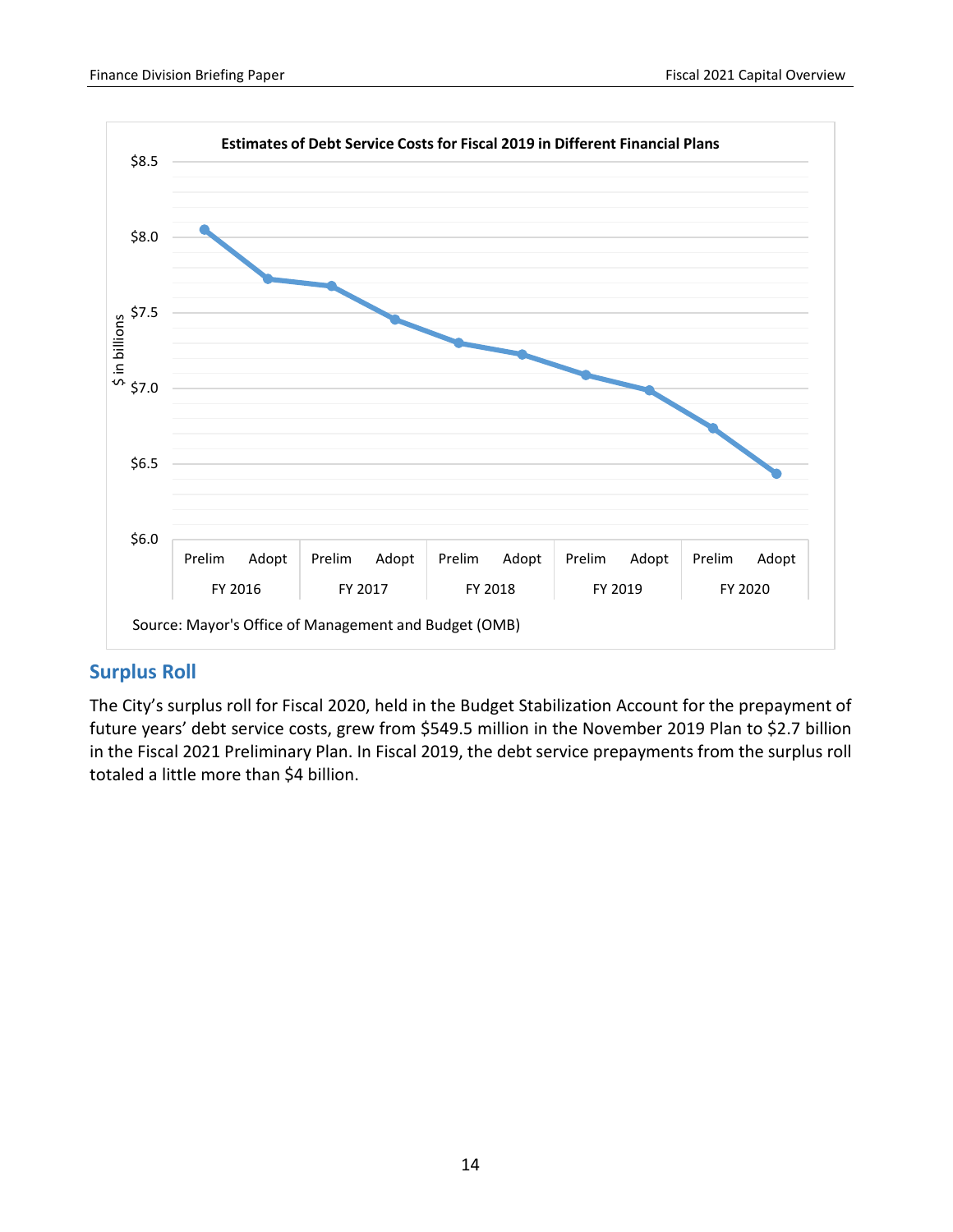Estimates of Debt Service Costs for Fiscal 2019 in Different Financial Plans

$ in billions

$8.5
$8.0
$7.5
$7.0
$6.5
$6.0

Prelim Adopt
FY 2016

Prelim Adopt
FY 2017

Prelim Adopt
FY 2018

Prelim Adopt
FY 2019

Prelim Adopt
FY 2020

Source: Mayor's Office of Management and Budget (OMB)

## Surplus Roll

The City's surplus roll for Fiscal 2020, held in the Budget Stabilization Account for the prepayment of future years' debt service costs, grew from $549.5 million in the November 2019 Plan to $2.7 billion in the Fiscal 2021 Preliminary Plan. In Fiscal 2019, the debt service prepayments from the surplus roll totaled a little more than $4 billion.